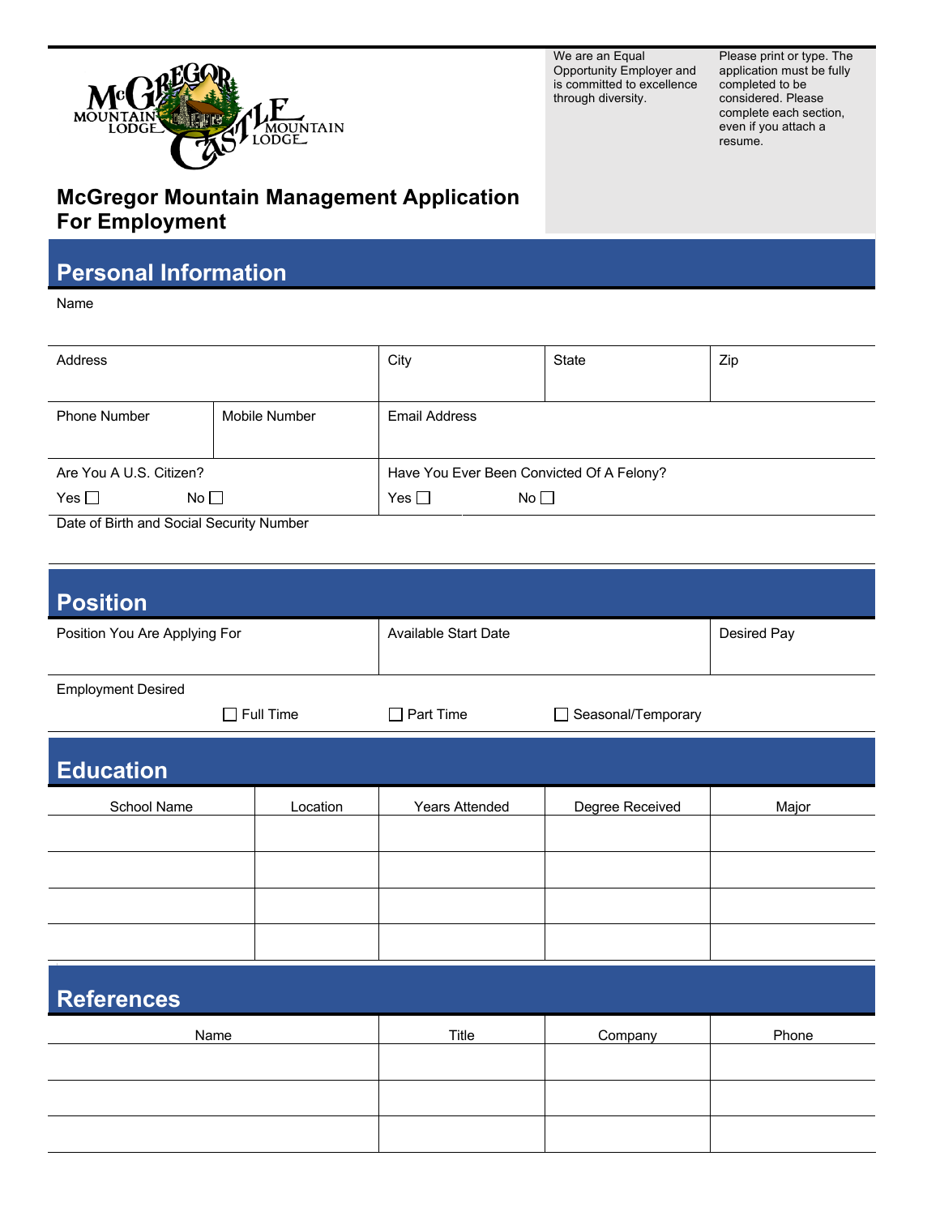We are an Equal Opportunity Employer and is committed to excellence through diversity.

Please print or type. The application must be fully completed to be considered. Please complete each section, even if you attach a resume.

# McGregor Mountain Management Application For Employment

## Personal Information

Name

| Address | City | State | Zip |
|---|---|---|---|
| | | | |

| Phone Number | Mobile Number | Email Address |
|---|---|---|
| | | |

| Are You A U.S. Citizen? | Have You Ever Been Convicted Of A Felony? |
|---|---|
| Yes ☐ No ☐ | Yes ☐ No ☐ |

Date of Birth and Social Security Number

## Position

| Position You Are Applying For | Available Start Date | Desired Pay |
|---|---|---|
| | | |

Employment Desired

☐ Full Time ☐ Part Time ☐ Seasonal/Temporary

## Education

| School Name | Location | Years Attended | Degree Received | Major |
|---|---|---|---|---|
| | | | | |
| | | | | |
| | | | | |
| | | | | |

## References

| Name | Title | Company | Phone |
|---|---|---|---|
| | | | |
| | | | |
| | | | |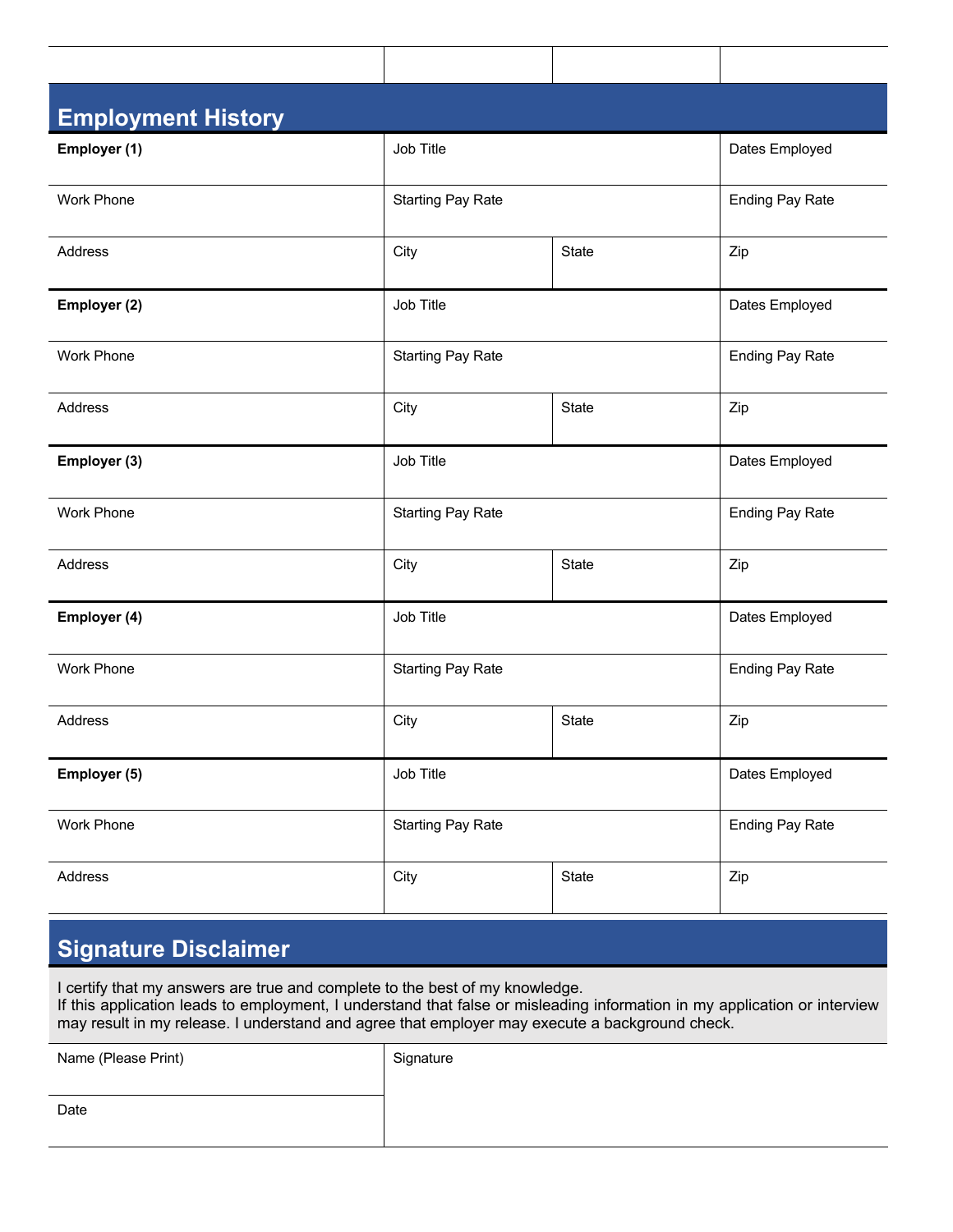## Employment History

| | | | |
|---|---|---|---|
| **Employer (1)** | Job Title | | Dates Employed |
| Work Phone | Starting Pay Rate | | Ending Pay Rate |
| Address | City | State | Zip |
| **Employer (2)** | Job Title | | Dates Employed |
| Work Phone | Starting Pay Rate | | Ending Pay Rate |
| Address | City | State | Zip |
| **Employer (3)** | Job Title | | Dates Employed |
| Work Phone | Starting Pay Rate | | Ending Pay Rate |
| Address | City | State | Zip |
| **Employer (4)** | Job Title | | Dates Employed |
| Work Phone | Starting Pay Rate | | Ending Pay Rate |
| Address | City | State | Zip |
| **Employer (5)** | Job Title | | Dates Employed |
| Work Phone | Starting Pay Rate | | Ending Pay Rate |
| Address | City | State | Zip |

## Signature Disclaimer

I certify that my answers are true and complete to the best of my knowledge.
If this application leads to employment, I understand that false or misleading information in my application or interview may result in my release. I understand and agree that employer may execute a background check.

| | |
|---|---|
| Name (Please Print) | Signature |
| Date | |